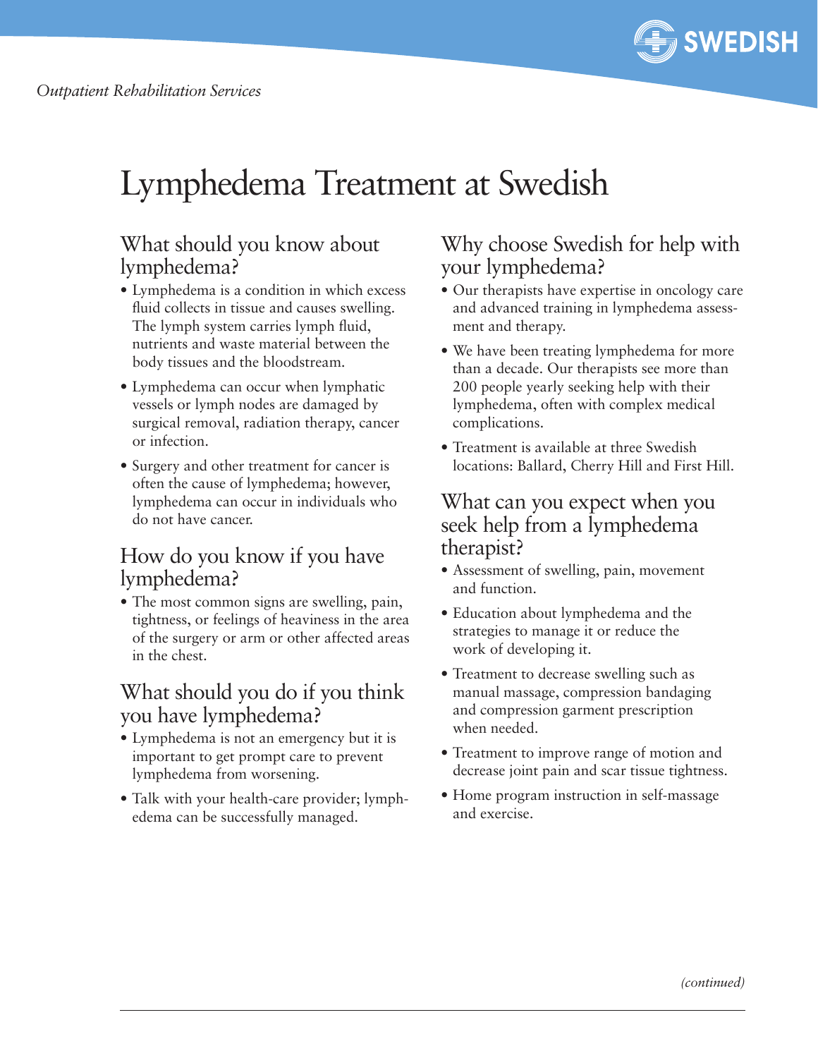*Outpatient Rehabilitation Services*

# Lymphedema Treatment at Swedish

## What should you know about lymphedema?

- Lymphedema is a condition in which excess fluid collects in tissue and causes swelling. The lymph system carries lymph fluid, nutrients and waste material between the body tissues and the bloodstream.
- Lymphedema can occur when lymphatic vessels or lymph nodes are damaged by surgical removal, radiation therapy, cancer or infection.
- Surgery and other treatment for cancer is often the cause of lymphedema; however, lymphedema can occur in individuals who do not have cancer.

## How do you know if you have lymphedema?

- The most common signs are swelling, pain, tightness, or feelings of heaviness in the area of the surgery or arm or other affected areas in the chest.

## What should you do if you think you have lymphedema?

- Lymphedema is not an emergency but it is important to get prompt care to prevent lymphedema from worsening.
- Talk with your health-care provider; lymphedema can be successfully managed.

## Why choose Swedish for help with your lymphedema?

- Our therapists have expertise in oncology care and advanced training in lymphedema assessment and therapy.
- We have been treating lymphedema for more than a decade. Our therapists see more than 200 people yearly seeking help with their lymphedema, often with complex medical complications.
- Treatment is available at three Swedish locations: Ballard, Cherry Hill and First Hill.

## What can you expect when you seek help from a lymphedema therapist?

- Assessment of swelling, pain, movement and function.
- Education about lymphedema and the strategies to manage it or reduce the work of developing it.
- Treatment to decrease swelling such as manual massage, compression bandaging and compression garment prescription when needed.
- Treatment to improve range of motion and decrease joint pain and scar tissue tightness.
- Home program instruction in self-massage and exercise.

*(continued)*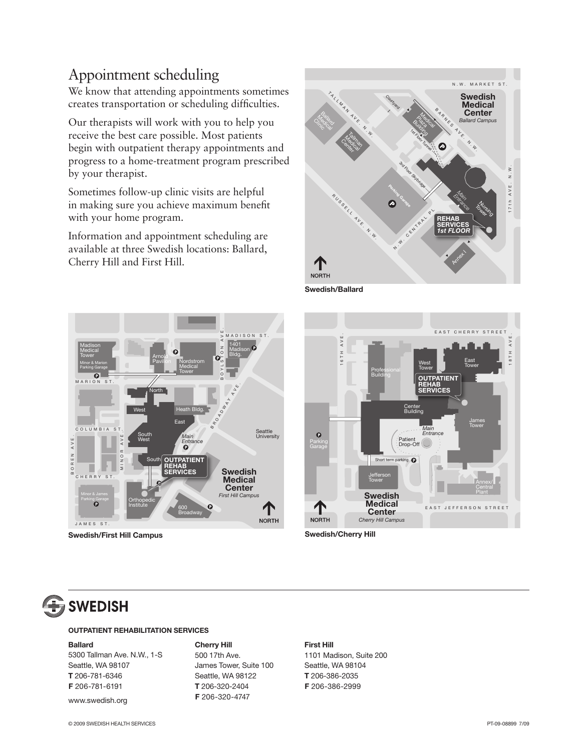# Appointment scheduling

We know that attending appointments sometimes creates transportation or scheduling difficulties.

Our therapists will work with you to help you receive the best care possible. Most patients begin with outpatient therapy appointments and progress to a home-treatment program prescribed by your therapist.

Sometimes follow-up clinic visits are helpful in making sure you achieve maximum benefit with your home program.

Information and appointment scheduling are available at three Swedish locations: Ballard, Cherry Hill and First Hill.

**Swedish/Ballard**

**Swedish/First Hill Campus**

**Swedish/Cherry Hill**

---

**SWEDISH**

**OUTPATIENT REHABILITATION SERVICES**

**Ballard**
5300 Tallman Ave. N.W., 1-S
Seattle, WA 98107
**T** 206-781-6346
**F** 206-781-6191

www.swedish.org

**Cherry Hill**
500 17th Ave.
James Tower, Suite 100
Seattle, WA 98122
**T** 206-320-2404
**F** 206-320-4747

**First Hill**
1101 Madison, Suite 200
Seattle, WA 98104
**T** 206-386-2035
**F** 206-386-2999

© 2009 SWEDISH HEALTH SERVICES

PT-09-08899 7/09